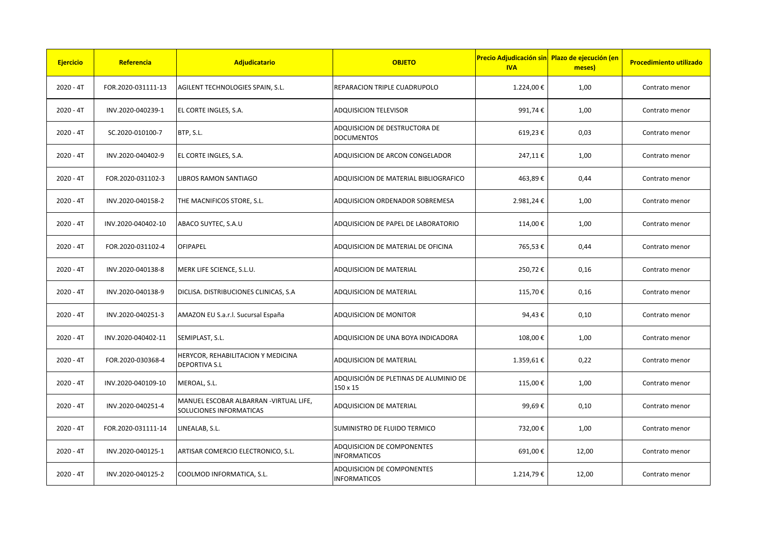| Ejercicio | Referencia | Adjudicatario | OBJETO | Precio Adjudicación sin IVA | Plazo de ejecución (en meses) | Procedimiento utilizado |
|---|---|---|---|---|---|---|
| 2020 - 4T | FOR.2020-031111-13 | AGILENT TECHNOLOGIES SPAIN, S.L. | REPARACION TRIPLE CUADRUPOLO | 1.224,00 € | 1,00 | Contrato menor |
| 2020 - 4T | INV.2020-040239-1 | EL CORTE INGLES, S.A. | ADQUISICION TELEVISOR | 991,74 € | 1,00 | Contrato menor |
| 2020 - 4T | SC.2020-010100-7 | BTP, S.L. | ADQUISICION DE DESTRUCTORA DE DOCUMENTOS | 619,23 € | 0,03 | Contrato menor |
| 2020 - 4T | INV.2020-040402-9 | EL CORTE INGLES, S.A. | ADQUISICION DE ARCON CONGELADOR | 247,11 € | 1,00 | Contrato menor |
| 2020 - 4T | FOR.2020-031102-3 | LIBROS RAMON SANTIAGO | ADQUISICION DE MATERIAL BIBLIOGRAFICO | 463,89 € | 0,44 | Contrato menor |
| 2020 - 4T | INV.2020-040158-2 | THE MACNIFICOS STORE, S.L. | ADQUISICION ORDENADOR SOBREMESA | 2.981,24 € | 1,00 | Contrato menor |
| 2020 - 4T | INV.2020-040402-10 | ABACO SUYTEC, S.A.U | ADQUISICION DE PAPEL DE LABORATORIO | 114,00 € | 1,00 | Contrato menor |
| 2020 - 4T | FOR.2020-031102-4 | OFIPAPEL | ADQUISICION DE MATERIAL DE OFICINA | 765,53 € | 0,44 | Contrato menor |
| 2020 - 4T | INV.2020-040138-8 | MERK LIFE SCIENCE, S.L.U. | ADQUISICION DE MATERIAL | 250,72 € | 0,16 | Contrato menor |
| 2020 - 4T | INV.2020-040138-9 | DICLISA. DISTRIBUCIONES CLINICAS, S.A | ADQUISICION DE MATERIAL | 115,70 € | 0,16 | Contrato menor |
| 2020 - 4T | INV.2020-040251-3 | AMAZON EU S.a.r.l. Sucursal España | ADQUISICION DE MONITOR | 94,43 € | 0,10 | Contrato menor |
| 2020 - 4T | INV.2020-040402-11 | SEMIPLAST, S.L. | ADQUISICION DE UNA BOYA INDICADORA | 108,00 € | 1,00 | Contrato menor |
| 2020 - 4T | FOR.2020-030368-4 | HERYCOR, REHABILITACION Y MEDICINA DEPORTIVA S.L | ADQUISICION DE MATERIAL | 1.359,61 € | 0,22 | Contrato menor |
| 2020 - 4T | INV.2020-040109-10 | MEROAL, S.L. | ADQUISICIÓN DE PLETINAS DE ALUMINIO DE 150 x 15 | 115,00 € | 1,00 | Contrato menor |
| 2020 - 4T | INV.2020-040251-4 | MANUEL ESCOBAR ALBARRAN -VIRTUAL LIFE, SOLUCIONES INFORMATICAS | ADQUISICION DE MATERIAL | 99,69 € | 0,10 | Contrato menor |
| 2020 - 4T | FOR.2020-031111-14 | LINEALAB, S.L. | SUMINISTRO DE FLUIDO TERMICO | 732,00 € | 1,00 | Contrato menor |
| 2020 - 4T | INV.2020-040125-1 | ARTISAR COMERCIO ELECTRONICO, S.L. | ADQUISICION DE COMPONENTES INFORMATICOS | 691,00 € | 12,00 | Contrato menor |
| 2020 - 4T | INV.2020-040125-2 | COOLMOD INFORMATICA, S.L. | ADQUISICION DE COMPONENTES INFORMATICOS | 1.214,79 € | 12,00 | Contrato menor |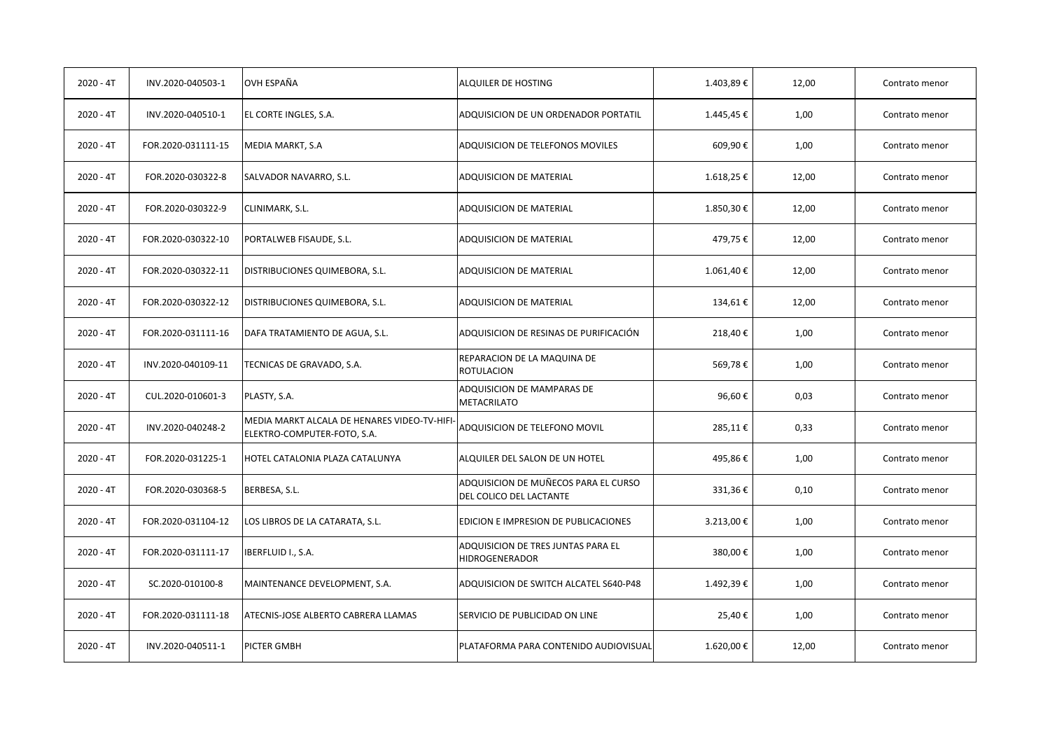| 2020 - 4T | INV.2020-040503-1 | OVH ESPAÑA | ALQUILER DE HOSTING | 1.403,89 € | 12,00 | Contrato menor |
|---|---|---|---|---|---|---|
| 2020 - 4T | INV.2020-040510-1 | EL CORTE INGLES, S.A. | ADQUISICION DE UN ORDENADOR PORTATIL | 1.445,45 € | 1,00 | Contrato menor |
| 2020 - 4T | FOR.2020-031111-15 | MEDIA MARKT, S.A | ADQUISICION DE TELEFONOS MOVILES | 609,90 € | 1,00 | Contrato menor |
| 2020 - 4T | FOR.2020-030322-8 | SALVADOR NAVARRO, S.L. | ADQUISICION DE MATERIAL | 1.618,25 € | 12,00 | Contrato menor |
| 2020 - 4T | FOR.2020-030322-9 | CLINIMARK, S.L. | ADQUISICION DE MATERIAL | 1.850,30 € | 12,00 | Contrato menor |
| 2020 - 4T | FOR.2020-030322-10 | PORTALWEB FISAUDE, S.L. | ADQUISICION DE MATERIAL | 479,75 € | 12,00 | Contrato menor |
| 2020 - 4T | FOR.2020-030322-11 | DISTRIBUCIONES QUIMEBORA, S.L. | ADQUISICION DE MATERIAL | 1.061,40 € | 12,00 | Contrato menor |
| 2020 - 4T | FOR.2020-030322-12 | DISTRIBUCIONES QUIMEBORA, S.L. | ADQUISICION DE MATERIAL | 134,61 € | 12,00 | Contrato menor |
| 2020 - 4T | FOR.2020-031111-16 | DAFA TRATAMIENTO DE AGUA, S.L. | ADQUISICION DE RESINAS DE PURIFICACIÓN | 218,40 € | 1,00 | Contrato menor |
| 2020 - 4T | INV.2020-040109-11 | TECNICAS DE GRAVADO, S.A. | REPARACION DE LA MAQUINA DE ROTULACION | 569,78 € | 1,00 | Contrato menor |
| 2020 - 4T | CUL.2020-010601-3 | PLASTY, S.A. | ADQUISICION DE MAMPARAS DE METACRILATO | 96,60 € | 0,03 | Contrato menor |
| 2020 - 4T | INV.2020-040248-2 | MEDIA MARKT ALCALA DE HENARES VIDEO-TV-HIFI-ELEKTRO-COMPUTER-FOTO, S.A. | ADQUISICION DE TELEFONO MOVIL | 285,11 € | 0,33 | Contrato menor |
| 2020 - 4T | FOR.2020-031225-1 | HOTEL CATALONIA PLAZA CATALUNYA | ALQUILER DEL SALON DE UN HOTEL | 495,86 € | 1,00 | Contrato menor |
| 2020 - 4T | FOR.2020-030368-5 | BERBESA, S.L. | ADQUISICION DE MUÑECOS PARA EL CURSO DEL COLICO DEL LACTANTE | 331,36 € | 0,10 | Contrato menor |
| 2020 - 4T | FOR.2020-031104-12 | LOS LIBROS DE LA CATARATA, S.L. | EDICION E IMPRESION DE PUBLICACIONES | 3.213,00 € | 1,00 | Contrato menor |
| 2020 - 4T | FOR.2020-031111-17 | IBERFLUID I., S.A. | ADQUISICION DE TRES JUNTAS PARA EL HIDROGENERADOR | 380,00 € | 1,00 | Contrato menor |
| 2020 - 4T | SC.2020-010100-8 | MAINTENANCE DEVELOPMENT, S.A. | ADQUISICION DE SWITCH ALCATEL S640-P48 | 1.492,39 € | 1,00 | Contrato menor |
| 2020 - 4T | FOR.2020-031111-18 | ATECNIS-JOSE ALBERTO CABRERA LLAMAS | SERVICIO DE PUBLICIDAD ON LINE | 25,40 € | 1,00 | Contrato menor |
| 2020 - 4T | INV.2020-040511-1 | PICTER GMBH | PLATAFORMA PARA CONTENIDO AUDIOVISUAL | 1.620,00 € | 12,00 | Contrato menor |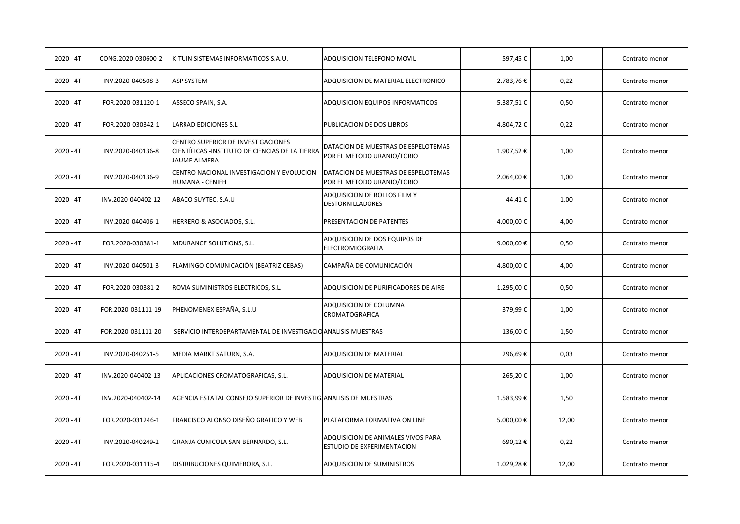| | | | | | | |
|---|---|---|---|---|---|---|
| 2020 - 4T | CONG.2020-030600-2 | K-TUIN SISTEMAS INFORMATICOS S.A.U. | ADQUISICION TELEFONO MOVIL | 597,45 € | 1,00 | Contrato menor |
| 2020 - 4T | INV.2020-040508-3 | ASP SYSTEM | ADQUISICION DE MATERIAL ELECTRONICO | 2.783,76 € | 0,22 | Contrato menor |
| 2020 - 4T | FOR.2020-031120-1 | ASSECO SPAIN, S.A. | ADQUISICION EQUIPOS INFORMATICOS | 5.387,51 € | 0,50 | Contrato menor |
| 2020 - 4T | FOR.2020-030342-1 | LARRAD EDICIONES S.L | PUBLICACION DE DOS LIBROS | 4.804,72 € | 0,22 | Contrato menor |
| 2020 - 4T | INV.2020-040136-8 | CENTRO SUPERIOR DE INVESTIGACIONES CIENTÍFICAS -INSTITUTO DE CIENCIAS DE LA TIERRA JAUME ALMERA | DATACION DE MUESTRAS DE ESPELOTEMAS POR EL METODO URANIO/TORIO | 1.907,52 € | 1,00 | Contrato menor |
| 2020 - 4T | INV.2020-040136-9 | CENTRO NACIONAL INVESTIGACION Y EVOLUCION HUMANA - CENIEH | DATACION DE MUESTRAS DE ESPELOTEMAS POR EL METODO URANIO/TORIO | 2.064,00 € | 1,00 | Contrato menor |
| 2020 - 4T | INV.2020-040402-12 | ABACO SUYTEC, S.A.U | ADQUISICION DE ROLLOS FILM Y DESTORNILLADORES | 44,41 € | 1,00 | Contrato menor |
| 2020 - 4T | INV.2020-040406-1 | HERRERO & ASOCIADOS, S.L. | PRESENTACION DE PATENTES | 4.000,00 € | 4,00 | Contrato menor |
| 2020 - 4T | FOR.2020-030381-1 | MDURANCE SOLUTIONS, S.L. | ADQUISICION DE DOS EQUIPOS DE ELECTROMIOGRAFIA | 9.000,00 € | 0,50 | Contrato menor |
| 2020 - 4T | INV.2020-040501-3 | FLAMINGO COMUNICACIÓN (BEATRIZ CEBAS) | CAMPAÑA DE COMUNICACIÓN | 4.800,00 € | 4,00 | Contrato menor |
| 2020 - 4T | FOR.2020-030381-2 | ROVIA SUMINISTROS ELECTRICOS, S.L. | ADQUISICION DE PURIFICADORES DE AIRE | 1.295,00 € | 0,50 | Contrato menor |
| 2020 - 4T | FOR.2020-031111-19 | PHENOMENEX ESPAÑA, S.L.U | ADQUISICION DE COLUMNA CROMATOGRAFICA | 379,99 € | 1,00 | Contrato menor |
| 2020 - 4T | FOR.2020-031111-20 | SERVICIO INTERDEPARTAMENTAL DE INVESTIGACIO | ANALISIS MUESTRAS | 136,00 € | 1,50 | Contrato menor |
| 2020 - 4T | INV.2020-040251-5 | MEDIA MARKT SATURN, S.A. | ADQUISICION DE MATERIAL | 296,69 € | 0,03 | Contrato menor |
| 2020 - 4T | INV.2020-040402-13 | APLICACIONES CROMATOGRAFICAS, S.L. | ADQUISICION DE MATERIAL | 265,20 € | 1,00 | Contrato menor |
| 2020 - 4T | INV.2020-040402-14 | AGENCIA ESTATAL CONSEJO SUPERIOR DE INVESTIG | ANALISIS DE MUESTRAS | 1.583,99 € | 1,50 | Contrato menor |
| 2020 - 4T | FOR.2020-031246-1 | FRANCISCO ALONSO DISEÑO GRAFICO Y WEB | PLATAFORMA FORMATIVA ON LINE | 5.000,00 € | 12,00 | Contrato menor |
| 2020 - 4T | INV.2020-040249-2 | GRANJA CUNICOLA SAN BERNARDO, S.L. | ADQUISICION DE ANIMALES VIVOS PARA ESTUDIO DE EXPERIMENTACION | 690,12 € | 0,22 | Contrato menor |
| 2020 - 4T | FOR.2020-031115-4 | DISTRIBUCIONES QUIMEBORA, S.L. | ADQUISICION DE SUMINISTROS | 1.029,28 € | 12,00 | Contrato menor |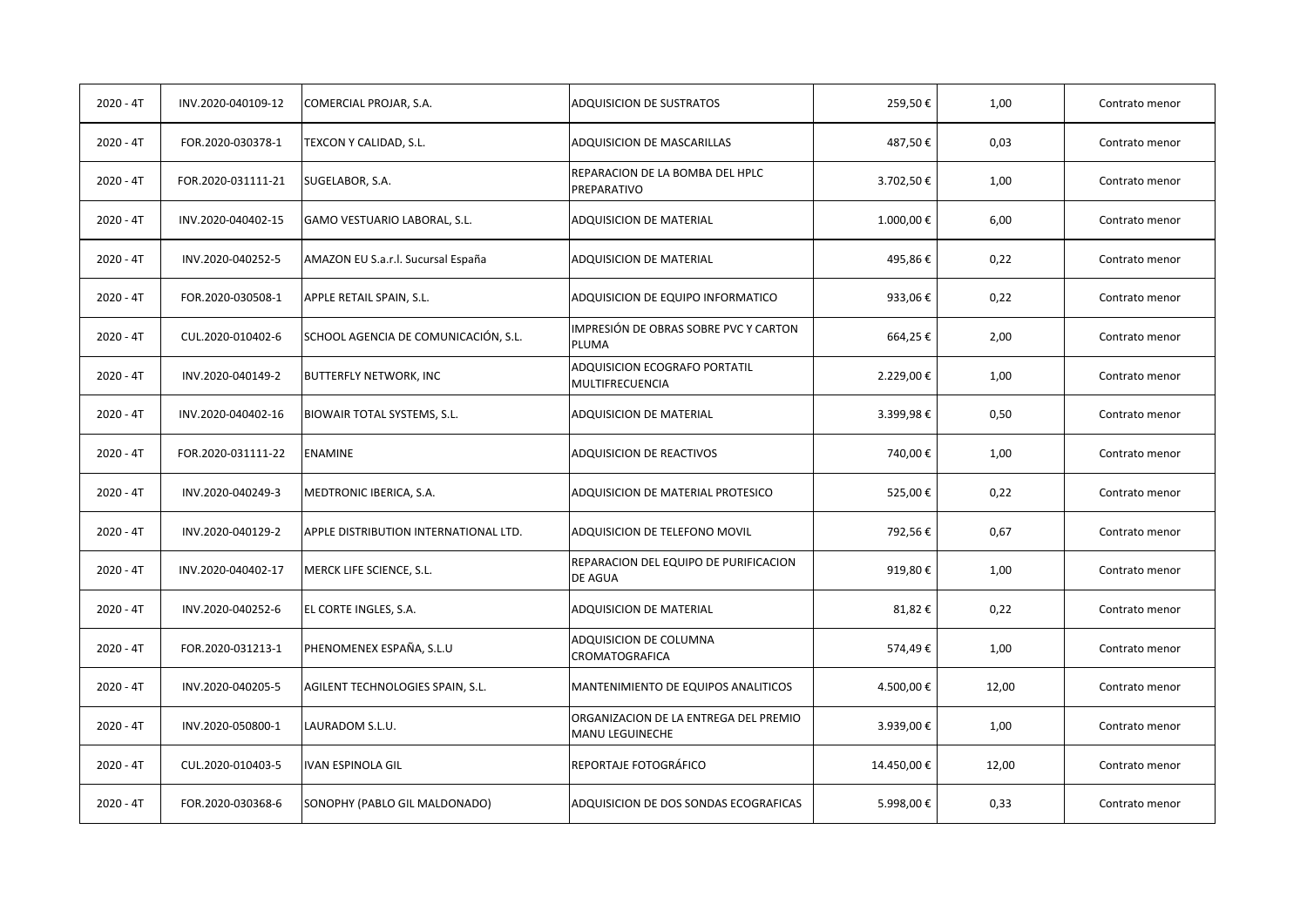| | | | | | | |
|---|---|---|---|---|---|---|
| 2020 - 4T | INV.2020-040109-12 | COMERCIAL PROJAR, S.A. | ADQUISICION DE SUSTRATOS | 259,50 € | 1,00 | Contrato menor |
| 2020 - 4T | FOR.2020-030378-1 | TEXCON Y CALIDAD, S.L. | ADQUISICION DE MASCARILLAS | 487,50 € | 0,03 | Contrato menor |
| 2020 - 4T | FOR.2020-031111-21 | SUGELABOR, S.A. | REPARACION DE LA BOMBA DEL HPLC PREPARATIVO | 3.702,50 € | 1,00 | Contrato menor |
| 2020 - 4T | INV.2020-040402-15 | GAMO VESTUARIO LABORAL, S.L. | ADQUISICION DE MATERIAL | 1.000,00 € | 6,00 | Contrato menor |
| 2020 - 4T | INV.2020-040252-5 | AMAZON EU S.a.r.l. Sucursal España | ADQUISICION DE MATERIAL | 495,86 € | 0,22 | Contrato menor |
| 2020 - 4T | FOR.2020-030508-1 | APPLE RETAIL SPAIN, S.L. | ADQUISICION DE EQUIPO INFORMATICO | 933,06 € | 0,22 | Contrato menor |
| 2020 - 4T | CUL.2020-010402-6 | SCHOOL AGENCIA DE COMUNICACIÓN, S.L. | IMPRESIÓN DE OBRAS SOBRE PVC Y CARTON PLUMA | 664,25 € | 2,00 | Contrato menor |
| 2020 - 4T | INV.2020-040149-2 | BUTTERFLY NETWORK, INC | ADQUISICION ECOGRAFO PORTATIL MULTIFRECUENCIA | 2.229,00 € | 1,00 | Contrato menor |
| 2020 - 4T | INV.2020-040402-16 | BIOWAIR TOTAL SYSTEMS, S.L. | ADQUISICION DE MATERIAL | 3.399,98 € | 0,50 | Contrato menor |
| 2020 - 4T | FOR.2020-031111-22 | ENAMINE | ADQUISICION DE REACTIVOS | 740,00 € | 1,00 | Contrato menor |
| 2020 - 4T | INV.2020-040249-3 | MEDTRONIC IBERICA, S.A. | ADQUISICION DE MATERIAL PROTESICO | 525,00 € | 0,22 | Contrato menor |
| 2020 - 4T | INV.2020-040129-2 | APPLE DISTRIBUTION INTERNATIONAL LTD. | ADQUISICION DE TELEFONO MOVIL | 792,56 € | 0,67 | Contrato menor |
| 2020 - 4T | INV.2020-040402-17 | MERCK LIFE SCIENCE, S.L. | REPARACION DEL EQUIPO DE PURIFICACION DE AGUA | 919,80 € | 1,00 | Contrato menor |
| 2020 - 4T | INV.2020-040252-6 | EL CORTE INGLES, S.A. | ADQUISICION DE MATERIAL | 81,82 € | 0,22 | Contrato menor |
| 2020 - 4T | FOR.2020-031213-1 | PHENOMENEX ESPAÑA, S.L.U | ADQUISICION DE COLUMNA CROMATOGRAFICA | 574,49 € | 1,00 | Contrato menor |
| 2020 - 4T | INV.2020-040205-5 | AGILENT TECHNOLOGIES SPAIN, S.L. | MANTENIMIENTO DE EQUIPOS ANALITICOS | 4.500,00 € | 12,00 | Contrato menor |
| 2020 - 4T | INV.2020-050800-1 | LAURADOM S.L.U. | ORGANIZACION DE LA ENTREGA DEL PREMIO MANU LEGUINECHE | 3.939,00 € | 1,00 | Contrato menor |
| 2020 - 4T | CUL.2020-010403-5 | IVAN ESPINOLA GIL | REPORTAJE FOTOGRÁFICO | 14.450,00 € | 12,00 | Contrato menor |
| 2020 - 4T | FOR.2020-030368-6 | SONOPHY (PABLO GIL MALDONADO) | ADQUISICION DE DOS SONDAS ECOGRAFICAS | 5.998,00 € | 0,33 | Contrato menor |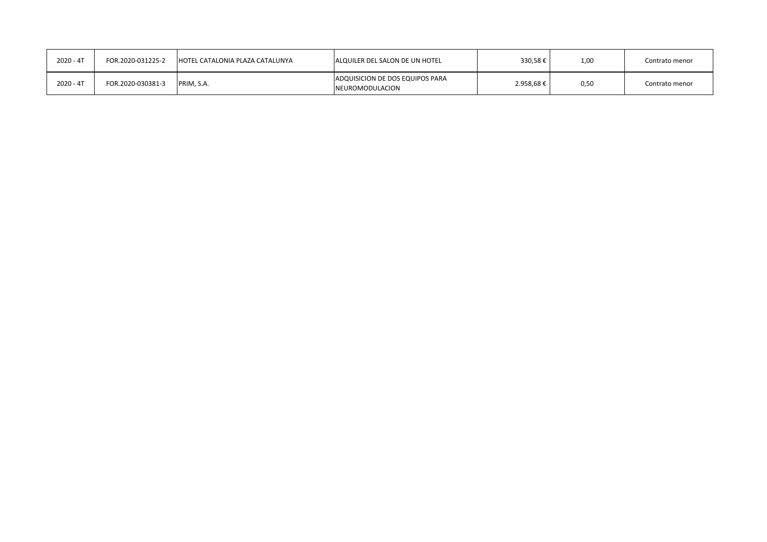| | | | | | | |
|---|---|---|---|---|---|---|
| 2020 - 4T | FOR.2020-031225-2 | HOTEL CATALONIA PLAZA CATALUNYA | ALQUILER DEL SALON DE UN HOTEL | 330,58 € | 1,00 | Contrato menor |
| 2020 - 4T | FOR.2020-030381-3 | PRIM, S.A. | ADQUISICION DE DOS EQUIPOS PARA NEUROMODULACION | 2.958,68 € | 0,50 | Contrato menor |